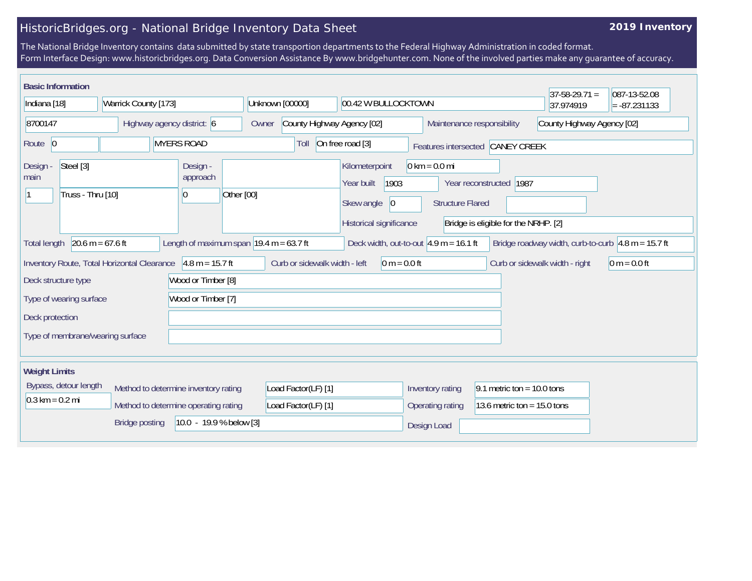# HistoricBridges.org - National Bridge Inventory Data Sheet

**2019 Inventory**

The National Bridge Inventory contains data submitted by state transportion departments to the Federal Highway Administration in coded format.
Form Interface Design: www.historicbridges.org. Data Conversion Assistance By www.bridgehunter.com. None of the involved parties make any guarantee of accuracy.

## Basic Information

| | |
|---|---|
| State | Indiana [18] |
| County | Warrick County [173] |
| Place | Unknown [00000] |
| Location | 00.42 W BULLOCKTOWN |
| Latitude | 37-58-29.71 = 37.974919 |
| Longitude | 087-13-52.08 = -87.231133 |
| Structure Number | 8700147 |
| Highway agency district | 6 |
| Owner | County Highway Agency [02] |
| Maintenance responsibility | County Highway Agency [02] |
| Route | 0 |
| Facility carried | MYERS ROAD |
| Toll | On free road [3] |
| Features intersected | CANEY CREEK |
| Design - main | Steel [3] |
| | 1 — Truss - Thru [10] |
| Design - approach | |
| | 0 — Other [00] |
| Kilometerpoint | 0 km = 0.0 mi |
| Year built | 1903 |
| Year reconstructed | 1987 |
| Skew angle | 0 |
| Structure Flared | |
| Historical significance | Bridge is eligible for the NRHP. [2] |
| Total length | 20.6 m = 67.6 ft |
| Length of maximum span | 19.4 m = 63.7 ft |
| Deck width, out-to-out | 4.9 m = 16.1 ft |
| Bridge roadway width, curb-to-curb | 4.8 m = 15.7 ft |
| Inventory Route, Total Horizontal Clearance | 4.8 m = 15.7 ft |
| Curb or sidewalk width - left | 0 m = 0.0 ft |
| Curb or sidewalk width - right | 0 m = 0.0 ft |
| Deck structure type | Wood or Timber [8] |
| Type of wearing surface | Wood or Timber [7] |
| Deck protection | |
| Type of membrane/wearing surface | |

## Weight Limits

| | |
|---|---|
| Bypass, detour length | 0.3 km = 0.2 mi |
| Method to determine inventory rating | Load Factor(LF) [1] |
| Method to determine operating rating | Load Factor(LF) [1] |
| Inventory rating | 9.1 metric ton = 10.0 tons |
| Operating rating | 13.6 metric ton = 15.0 tons |
| Bridge posting | 10.0 - 19.9 % below [3] |
| Design Load | |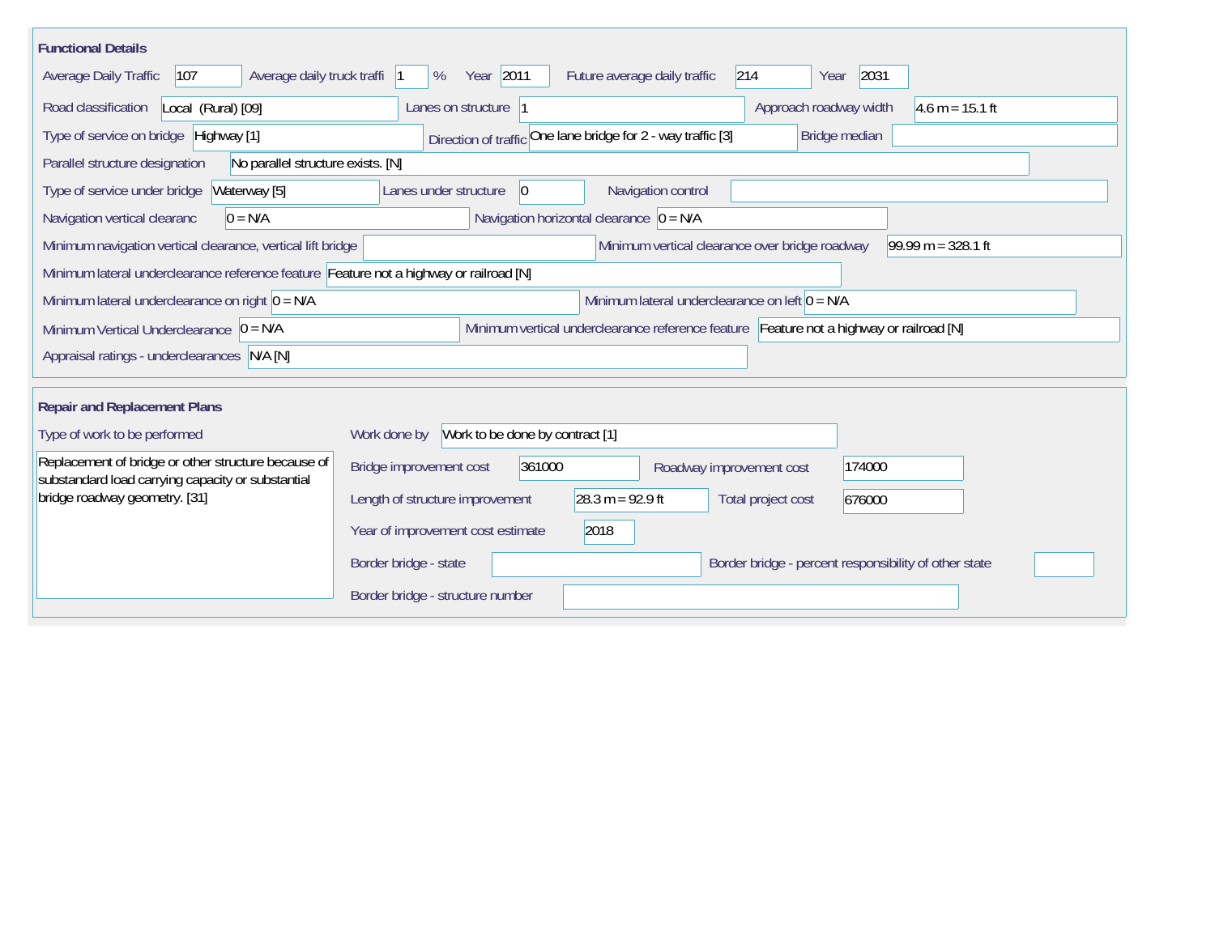## Functional Details

| Field | Value |
|---|---|
| Average Daily Traffic | 107 |
| Average daily truck traffi | 1 % |
| Year | 2011 |
| Future average daily traffic | 214 |
| Year | 2031 |
| Road classification | Local (Rural) [09] |
| Lanes on structure | 1 |
| Approach roadway width | 4.6 m = 15.1 ft |
| Type of service on bridge | Highway [1] |
| Direction of traffic | One lane bridge for 2 - way traffic [3] |
| Bridge median | |
| Parallel structure designation | No parallel structure exists. [N] |
| Type of service under bridge | Waterway [5] |
| Lanes under structure | 0 |
| Navigation control | |
| Navigation vertical clearanc | 0 = N/A |
| Navigation horizontal clearance | 0 = N/A |
| Minimum navigation vertical clearance, vertical lift bridge | |
| Minimum vertical clearance over bridge roadway | 99.99 m = 328.1 ft |
| Minimum lateral underclearance reference feature | Feature not a highway or railroad [N] |
| Minimum lateral underclearance on right | 0 = N/A |
| Minimum lateral underclearance on left | 0 = N/A |
| Minimum Vertical Underclearance | 0 = N/A |
| Minimum vertical underclearance reference feature | Feature not a highway or railroad [N] |
| Appraisal ratings - underclearances | N/A [N] |

## Repair and Replacement Plans

| Field | Value |
|---|---|
| Type of work to be performed | Replacement of bridge or other structure because of substandard load carrying capacity or substantial bridge roadway geometry. [31] |
| Work done by | Work to be done by contract [1] |
| Bridge improvement cost | 361000 |
| Roadway improvement cost | 174000 |
| Length of structure improvement | 28.3 m = 92.9 ft |
| Total project cost | 676000 |
| Year of improvement cost estimate | 2018 |
| Border bridge - state | |
| Border bridge - percent responsibility of other state | |
| Border bridge - structure number | |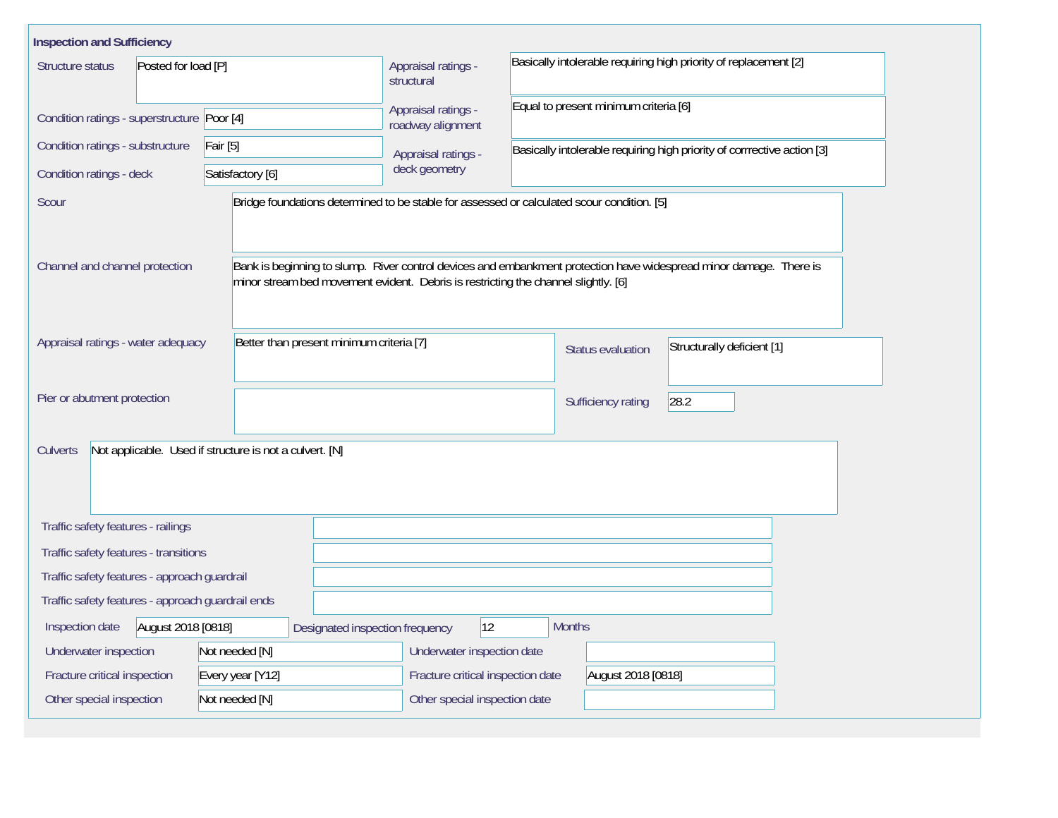## Inspection and Sufficiency

| Field | Value |
|---|---|
| Structure status | Posted for load [P] |
| Appraisal ratings - structural | Basically intolerable requiring high priority of replacement [2] |
| Condition ratings - superstructure | Poor [4] |
| Appraisal ratings - roadway alignment | Equal to present minimum criteria [6] |
| Condition ratings - substructure | Fair [5] |
| Appraisal ratings - deck geometry | Basically intolerable requiring high priority of corrrective action [3] |
| Condition ratings - deck | Satisfactory [6] |
| Scour | Bridge foundations determined to be stable for assessed or calculated scour condition. [5] |
| Channel and channel protection | Bank is beginning to slump. River control devices and embankment protection have widespread minor damage. There is minor stream bed movement evident. Debris is restricting the channel slightly. [6] |
| Appraisal ratings - water adequacy | Better than present minimum criteria [7] |
| Status evaluation | Structurally deficient [1] |
| Pier or abutment protection | |
| Sufficiency rating | 28.2 |
| Culverts | Not applicable. Used if structure is not a culvert. [N] |
| Traffic safety features - railings | |
| Traffic safety features - transitions | |
| Traffic safety features - approach guardrail | |
| Traffic safety features - approach guardrail ends | |
| Inspection date | August 2018 [0818] |
| Designated inspection frequency | 12 Months |
| Underwater inspection | Not needed [N] |
| Underwater inspection date | |
| Fracture critical inspection | Every year [Y12] |
| Fracture critical inspection date | August 2018 [0818] |
| Other special inspection | Not needed [N] |
| Other special inspection date | |